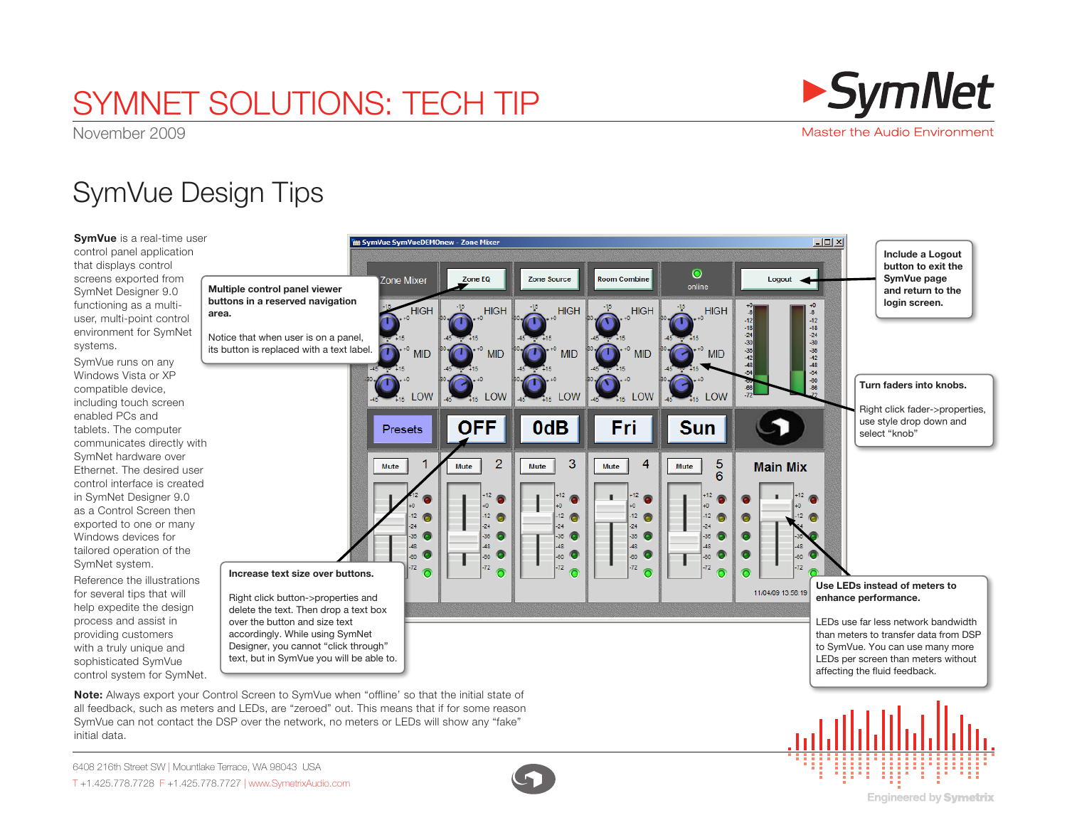# SYMNET SOLUTIONS: TECH TIP

November 2009

SymNet — Master the Audio Environment

## SymVue Design Tips

**SymVue** is a real-time user control panel application that displays control screens exported from SymNet Designer 9.0 functioning as a multi-user, multi-point control environment for SymNet systems.

SymVue runs on any Windows Vista or XP compatible device, including touch screen enabled PCs and tablets. The computer communicates directly with SymNet hardware over Ethernet. The desired user control interface is created in SymNet Designer 9.0 as a Control Screen then exported to one or many Windows devices for tailored operation of the SymNet system.

Reference the illustrations for several tips that will help expedite the design process and assist in providing customers with a truly unique and sophisticated SymVue control system for SymNet.

**Multiple control panel viewer buttons in a reserved navigation area.**

Notice that when user is on a panel, its button is replaced with a text label.

**Include a Logout button to exit the SymVue page and return to the login screen.**

**Turn faders into knobs.**

Right click fader->properties, use style drop down and select "knob"

**Increase text size over buttons.**

Right click button->properties and delete the text. Then drop a text box over the button and size text accordingly. While using SymNet Designer, you cannot "click through" text, but in SymVue you will be able to.

**Use LEDs instead of meters to enhance performance.**

LEDs use far less network bandwidth than meters to transfer data from DSP to SymVue. You can use many more LEDs per screen than meters without affecting the fluid feedback.

**Note:** Always export your Control Screen to SymVue when "offline" so that the initial state of all feedback, such as meters and LEDs, are "zeroed" out. This means that if for some reason SymVue can not contact the DSP over the network, no meters or LEDs will show any "fake" initial data.

6408 216th Street SW | Mountlake Terrace, WA 98043 USA

T +1.425.778.7728 F +1.425.778.7727 | www.SymetrixAudio.com

Engineered by Symetrix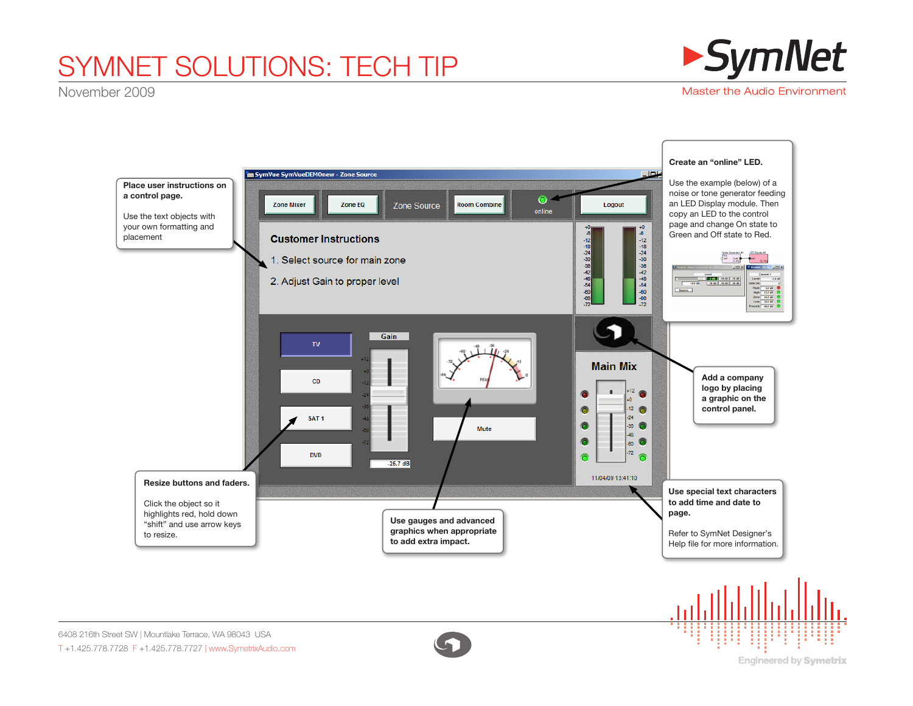# SYMNET SOLUTIONS: TECH TIP

November 2009

**Place user instructions on a control page.**

Use the text objects with your own formatting and placement

**Create an "online" LED.**

Use the example (below) of a noise or tone generator feeding an LED Display module. Then copy an LED to the control page and change On state to Green and Off state to Red.

**Add a company logo by placing a graphic on the control panel.**

**Resize buttons and faders.**

Click the object so it highlights red, hold down "shift" and use arrow keys to resize.

**Use gauges and advanced graphics when appropriate to add extra impact.**

**Use special text characters to add time and date to page.**

Refer to SymNet Designer's Help file for more information.

6408 216th Street SW | Mountlake Terrace, WA 98043 USA

T +1.425.778.7728 F +1.425.778.7727 | www.SymetrixAudio.com